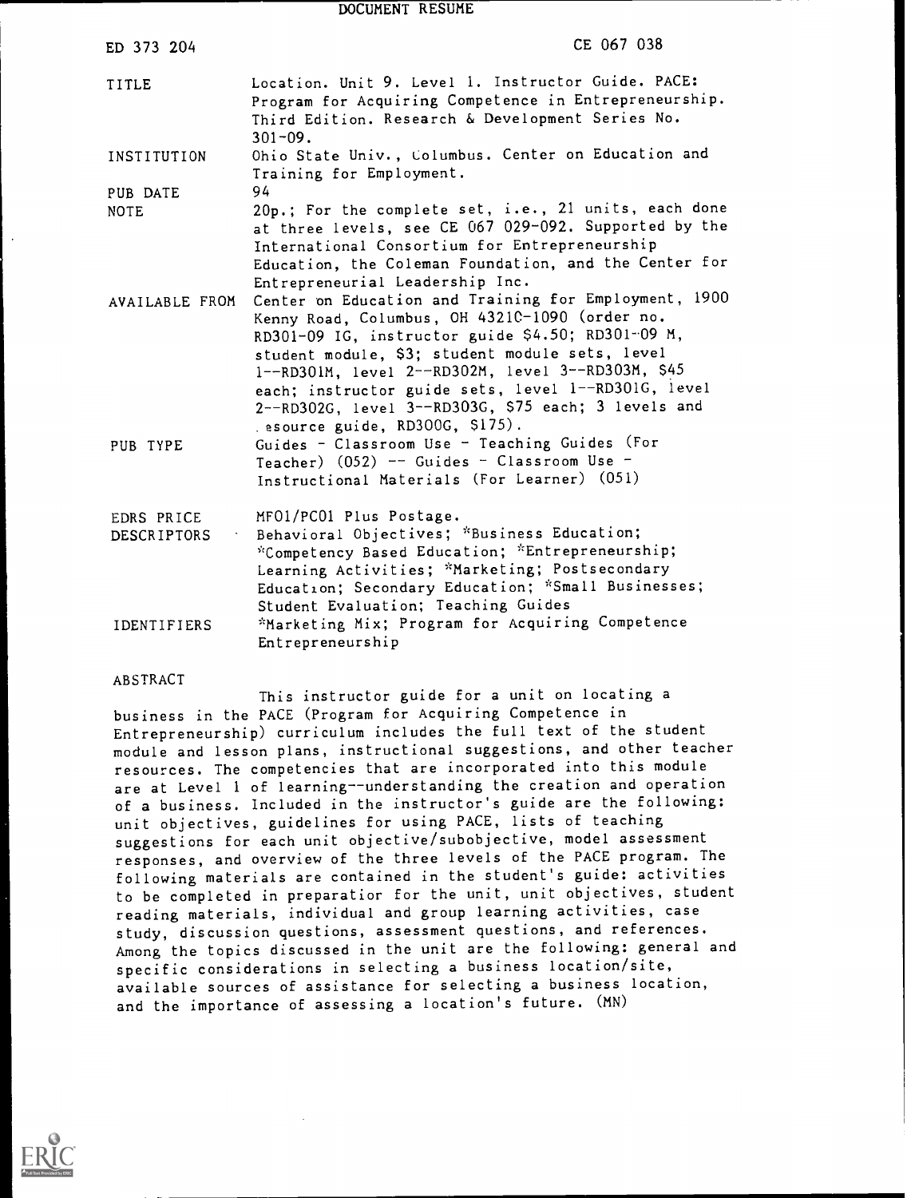DOCUMENT RESUME

ED 373 204 CE 067 038

| | |
|---|---|
| TITLE | Location. Unit 9. Level 1. Instructor Guide. PACE: Program for Acquiring Competence in Entrepreneurship. Third Edition. Research & Development Series No. 301-09. |
| INSTITUTION | Ohio State Univ., Columbus. Center on Education and Training for Employment. |
| PUB DATE | 94 |
| NOTE | 20p.; For the complete set, i.e., 21 units, each done at three levels, see CE 067 029-092. Supported by the International Consortium for Entrepreneurship Education, the Coleman Foundation, and the Center for Entrepreneurial Leadership Inc. |
| AVAILABLE FROM | Center on Education and Training for Employment, 1900 Kenny Road, Columbus, OH 43210-1090 (order no. RD301-09 IG, instructor guide $4.50; RD301-09 M, student module, $3; student module sets, level 1--RD301M, level 2--RD302M, level 3--RD303M, $45 each; instructor guide sets, level 1--RD301G, level 2--RD302G, level 3--RD303G, $75 each; 3 levels and resource guide, RD300G, $175). |
| PUB TYPE | Guides - Classroom Use - Teaching Guides (For Teacher) (052) -- Guides - Classroom Use - Instructional Materials (For Learner) (051) |
| EDRS PRICE | MF01/PC01 Plus Postage. |
| DESCRIPTORS | Behavioral Objectives; *Business Education; *Competency Based Education; *Entrepreneurship; Learning Activities; *Marketing; Postsecondary Education; Secondary Education; *Small Businesses; Student Evaluation; Teaching Guides |
| IDENTIFIERS | *Marketing Mix; Program for Acquiring Competence Entrepreneurship |

ABSTRACT

This instructor guide for a unit on locating a business in the PACE (Program for Acquiring Competence in Entrepreneurship) curriculum includes the full text of the student module and lesson plans, instructional suggestions, and other teacher resources. The competencies that are incorporated into this module are at Level 1 of learning--understanding the creation and operation of a business. Included in the instructor's guide are the following: unit objectives, guidelines for using PACE, lists of teaching suggestions for each unit objective/subobjective, model assessment responses, and overview of the three levels of the PACE program. The following materials are contained in the student's guide: activities to be completed in preparation for the unit, unit objectives, student reading materials, individual and group learning activities, case study, discussion questions, assessment questions, and references. Among the topics discussed in the unit are the following: general and specific considerations in selecting a business location/site, available sources of assistance for selecting a business location, and the importance of assessing a location's future. (MN)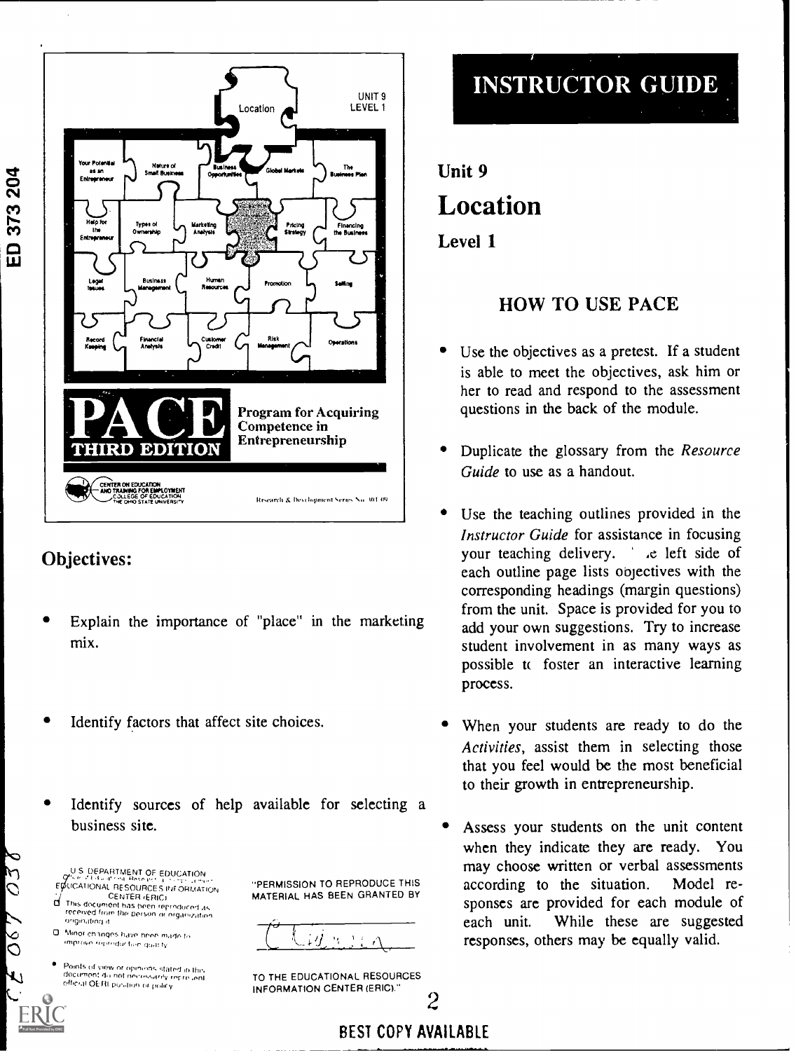UNIT 9
LEVEL 1

Location

Your Potential as an Entrepreneur | Nature of Small Business | Business Opportunities | Global Markets | The Business Plan | Help for the Entrepreneur | Types of Ownership | Marketing Analysis | Pricing Strategy | Financing the Business | Legal Issues | Business Management | Human Resources | Promotion | Selling | Record Keeping | Financial Analysis | Customer Credit | Risk Management | Operations

# PACE
THIRD EDITION

Program for Acquiring Competence in Entrepreneurship

CENTER ON EDUCATION AND TRAINING FOR EMPLOYMENT
COLLEGE OF EDUCATION
THE OHIO STATE UNIVERSITY

Research & Development Series No. 301-09

## Objectives:

- Explain the importance of "place" in the marketing mix.
- Identify factors that affect site choices.
- Identify sources of help available for selecting a business site.

# INSTRUCTOR GUIDE

## Unit 9
# Location
## Level 1

### HOW TO USE PACE

- Use the objectives as a pretest. If a student is able to meet the objectives, ask him or her to read and respond to the assessment questions in the back of the module.
- Duplicate the glossary from the *Resource Guide* to use as a handout.
- Use the teaching outlines provided in the *Instructor Guide* for assistance in focusing your teaching delivery. The left side of each outline page lists objectives with the corresponding headings (margin questions) from the unit. Space is provided for you to add your own suggestions. Try to increase student involvement in as many ways as possible to foster an interactive learning process.
- When your students are ready to do the *Activities*, assist them in selecting those that you feel would be the most beneficial to their growth in entrepreneurship.
- Assess your students on the unit content when they indicate they are ready. You may choose written or verbal assessments according to the situation. Model responses are provided for each module of each unit. While these are suggested responses, others may be equally valid.

U.S. DEPARTMENT OF EDUCATION
Office of Educational Research and Improvement
EDUCATIONAL RESOURCES INFORMATION CENTER (ERIC)

- This document has been reproduced as received from the person or organization originating it.
- Minor changes have been made to improve reproduction quality.
- Points of view or opinions stated in this document do not necessarily represent official OERI position or policy.

"PERMISSION TO REPRODUCE THIS MATERIAL HAS BEEN GRANTED BY

TO THE EDUCATIONAL RESOURCES INFORMATION CENTER (ERIC)."

BEST COPY AVAILABLE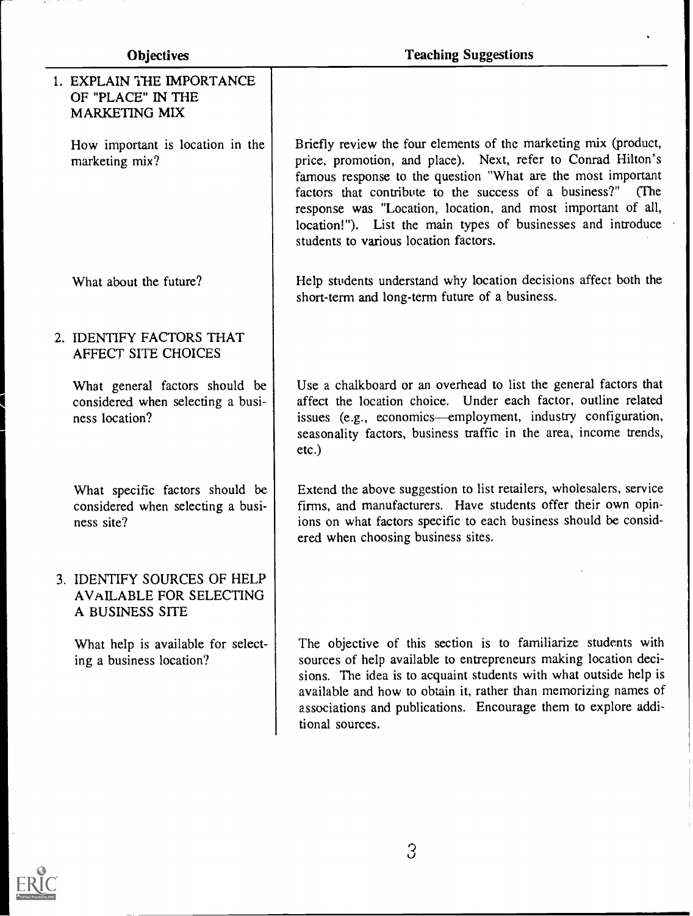| Objectives | Teaching Suggestions |
| --- | --- |
| 1. EXPLAIN THE IMPORTANCE OF "PLACE" IN THE MARKETING MIX | |
| How important is location in the marketing mix? | Briefly review the four elements of the marketing mix (product, price, promotion, and place). Next, refer to Conrad Hilton's famous response to the question "What are the most important factors that contribute to the success of a business?" (The response was "Location, location, and most important of all, location!"). List the main types of businesses and introduce students to various location factors. |
| What about the future? | Help students understand why location decisions affect both the short-term and long-term future of a business. |
| 2. IDENTIFY FACTORS THAT AFFECT SITE CHOICES | |
| What general factors should be considered when selecting a business location? | Use a chalkboard or an overhead to list the general factors that affect the location choice. Under each factor, outline related issues (e.g., economics—employment, industry configuration, seasonality factors, business traffic in the area, income trends, etc.) |
| What specific factors should be considered when selecting a business site? | Extend the above suggestion to list retailers, wholesalers, service firms, and manufacturers. Have students offer their own opinions on what factors specific to each business should be considered when choosing business sites. |
| 3. IDENTIFY SOURCES OF HELP AVAILABLE FOR SELECTING A BUSINESS SITE | |
| What help is available for selecting a business location? | The objective of this section is to familiarize students with sources of help available to entrepreneurs making location decisions. The idea is to acquaint students with what outside help is available and how to obtain it, rather than memorizing names of associations and publications. Encourage them to explore additional sources. |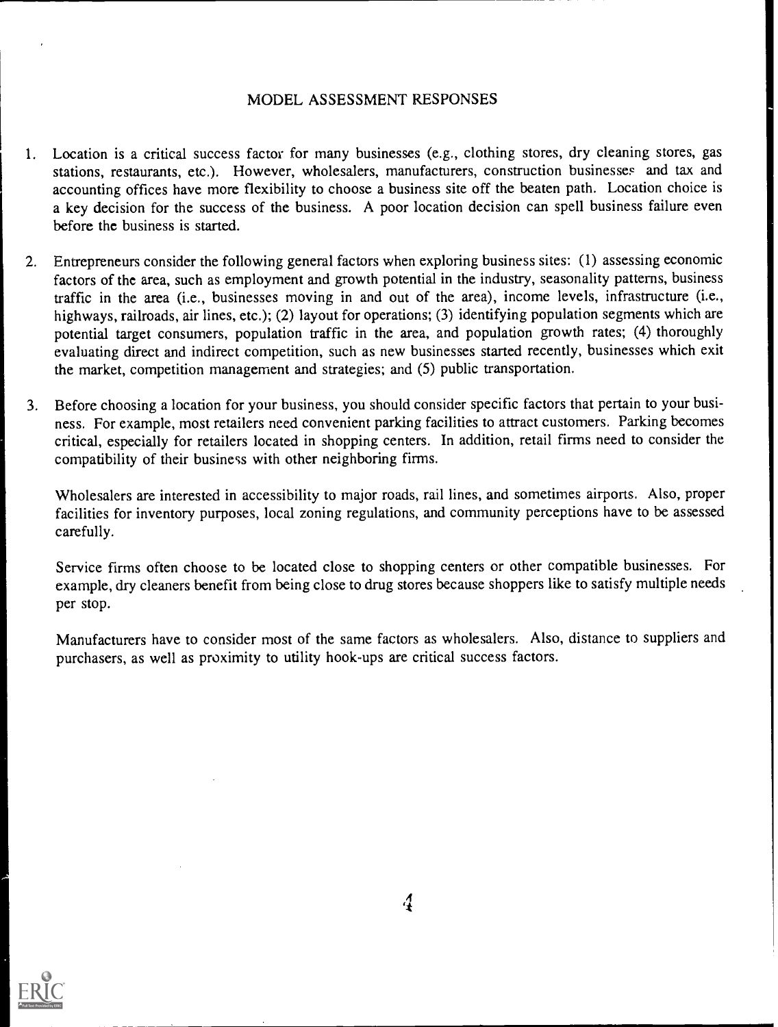## MODEL ASSESSMENT RESPONSES

1. Location is a critical success factor for many businesses (e.g., clothing stores, dry cleaning stores, gas stations, restaurants, etc.). However, wholesalers, manufacturers, construction businesses and tax and accounting offices have more flexibility to choose a business site off the beaten path. Location choice is a key decision for the success of the business. A poor location decision can spell business failure even before the business is started.

2. Entrepreneurs consider the following general factors when exploring business sites: (1) assessing economic factors of the area, such as employment and growth potential in the industry, seasonality patterns, business traffic in the area (i.e., businesses moving in and out of the area), income levels, infrastructure (i.e., highways, railroads, air lines, etc.); (2) layout for operations; (3) identifying population segments which are potential target consumers, population traffic in the area, and population growth rates; (4) thoroughly evaluating direct and indirect competition, such as new businesses started recently, businesses which exit the market, competition management and strategies; and (5) public transportation.

3. Before choosing a location for your business, you should consider specific factors that pertain to your business. For example, most retailers need convenient parking facilities to attract customers. Parking becomes critical, especially for retailers located in shopping centers. In addition, retail firms need to consider the compatibility of their business with other neighboring firms.

   Wholesalers are interested in accessibility to major roads, rail lines, and sometimes airports. Also, proper facilities for inventory purposes, local zoning regulations, and community perceptions have to be assessed carefully.

   Service firms often choose to be located close to shopping centers or other compatible businesses. For example, dry cleaners benefit from being close to drug stores because shoppers like to satisfy multiple needs per stop.

   Manufacturers have to consider most of the same factors as wholesalers. Also, distance to suppliers and purchasers, as well as proximity to utility hook-ups are critical success factors.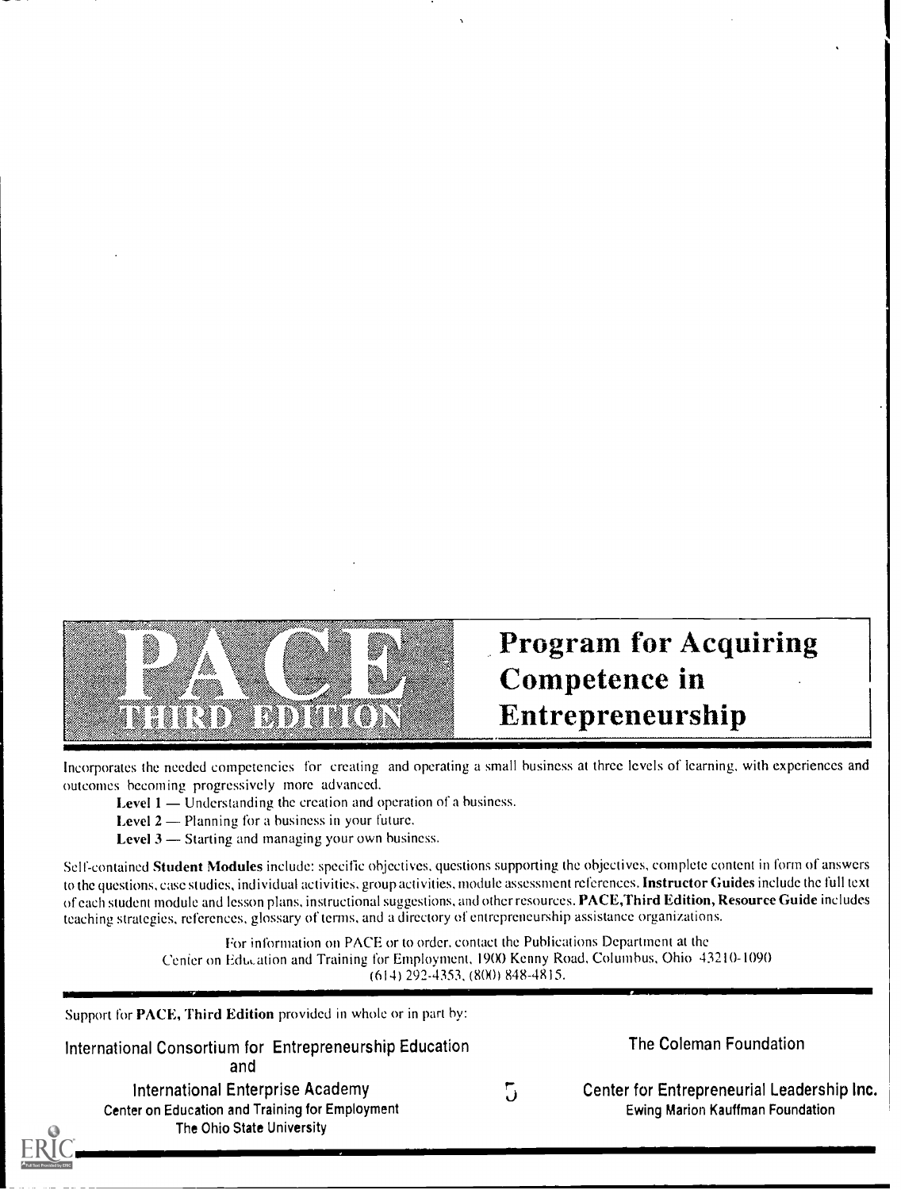# PACE THIRD EDITION

# Program for Acquiring Competence in Entrepreneurship

Incorporates the needed competencies for creating and operating a small business at three levels of learning, with experiences and outcomes becoming progressively more advanced.

**Level 1** — Understanding the creation and operation of a business.

**Level 2** — Planning for a business in your future.

**Level 3** — Starting and managing your own business.

Self-contained **Student Modules** include: specific objectives, questions supporting the objectives, complete content in form of answers to the questions, case studies, individual activities, group activities, module assessment references. **Instructor Guides** include the full text of each student module and lesson plans, instructional suggestions, and other resources. **PACE, Third Edition, Resource Guide** includes teaching strategies, references, glossary of terms, and a directory of entrepreneurship assistance organizations.

For information on PACE or to order, contact the Publications Department at the Center on Education and Training for Employment, 1900 Kenny Road, Columbus, Ohio 43210-1090 (614) 292-4353, (800) 848-4815.

Support for **PACE, Third Edition** provided in whole or in part by:

International Consortium for Entrepreneurship Education
and
International Enterprise Academy
Center on Education and Training for Employment
The Ohio State University

The Coleman Foundation

Center for Entrepreneurial Leadership Inc.
Ewing Marion Kauffman Foundation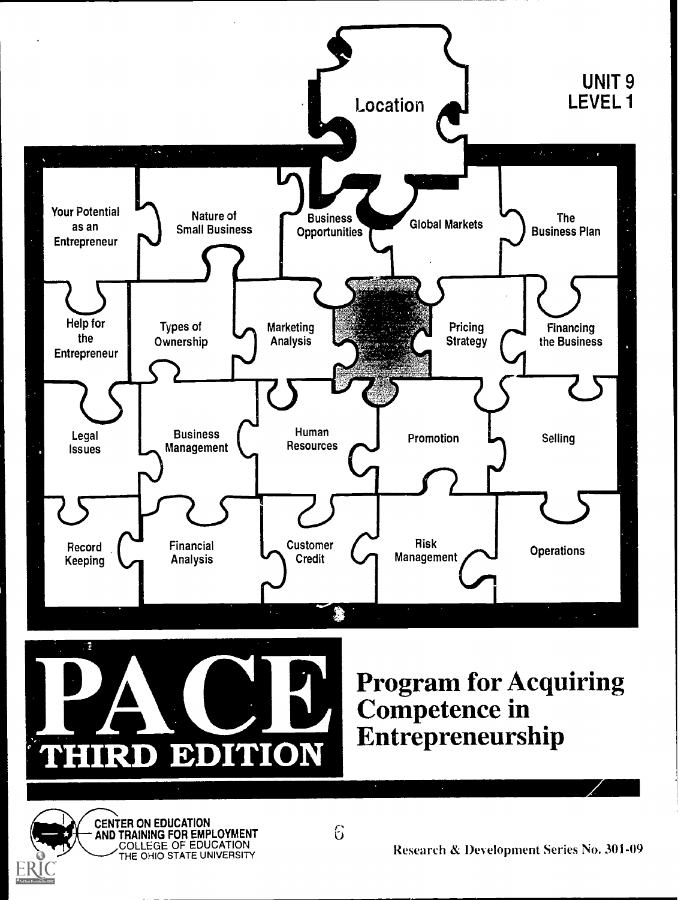# UNIT 9
## LEVEL 1

Location

Your Potential as an Entrepreneur | Nature of Small Business | Business Opportunities | Global Markets | The Business Plan

Help for the Entrepreneur | Types of Ownership | Marketing Analysis | Pricing Strategy | Financing the Business

Legal Issues | Business Management | Human Resources | Promotion | Selling

Record Keeping | Financial Analysis | Customer Credit | Risk Management | Operations

# PACE
## THIRD EDITION

# Program for Acquiring Competence in Entrepreneurship

CENTER ON EDUCATION AND TRAINING FOR EMPLOYMENT
COLLEGE OF EDUCATION
THE OHIO STATE UNIVERSITY

Research & Development Series No. 301-09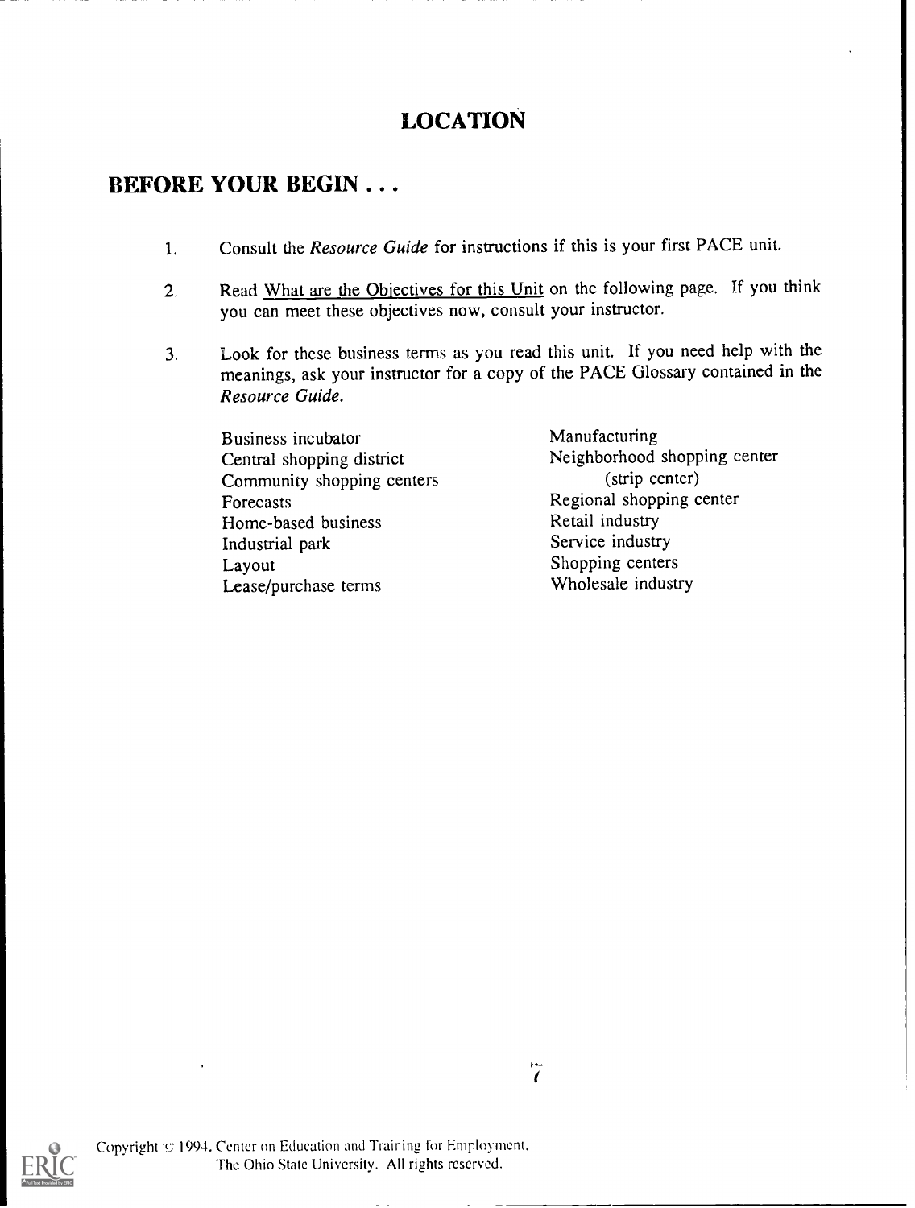# LOCATION

## BEFORE YOUR BEGIN . . .

1. Consult the *Resource Guide* for instructions if this is your first PACE unit.

2. Read What are the Objectives for this Unit on the following page. If you think you can meet these objectives now, consult your instructor.

3. Look for these business terms as you read this unit. If you need help with the meanings, ask your instructor for a copy of the PACE Glossary contained in the *Resource Guide*.

   Business incubator
   Central shopping district
   Community shopping centers
   Forecasts
   Home-based business
   Industrial park
   Layout
   Lease/purchase terms
   Manufacturing
   Neighborhood shopping center (strip center)
   Regional shopping center
   Retail industry
   Service industry
   Shopping centers
   Wholesale industry

Copyright © 1994. Center on Education and Training for Employment, The Ohio State University. All rights reserved.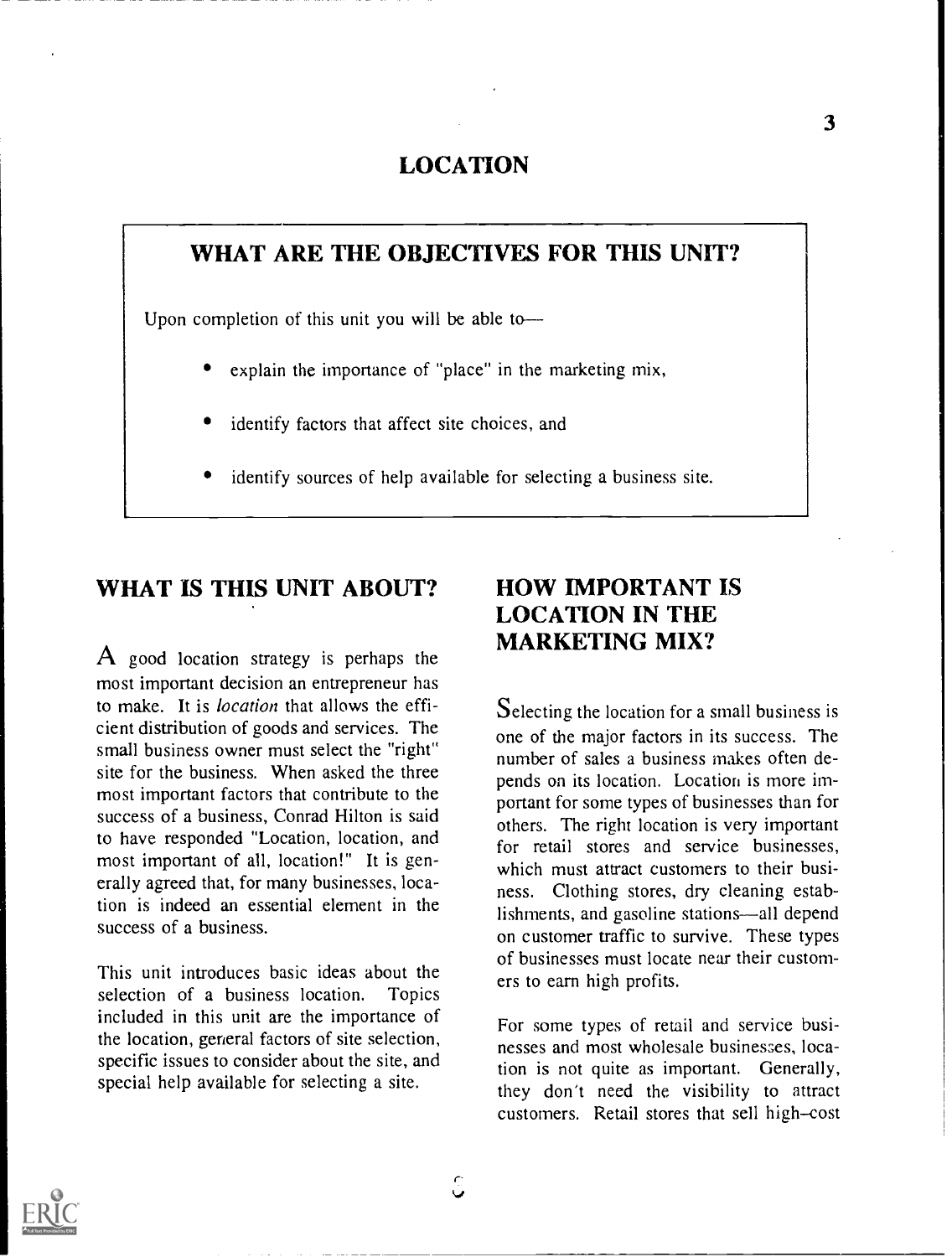# LOCATION

## WHAT ARE THE OBJECTIVES FOR THIS UNIT?

Upon completion of this unit you will be able to—

- explain the importance of "place" in the marketing mix,
- identify factors that affect site choices, and
- identify sources of help available for selecting a business site.

## WHAT IS THIS UNIT ABOUT?

A good location strategy is perhaps the most important decision an entrepreneur has to make. It is *location* that allows the efficient distribution of goods and services. The small business owner must select the "right" site for the business. When asked the three most important factors that contribute to the success of a business, Conrad Hilton is said to have responded "Location, location, and most important of all, location!" It is generally agreed that, for many businesses, location is indeed an essential element in the success of a business.

This unit introduces basic ideas about the selection of a business location. Topics included in this unit are the importance of the location, general factors of site selection, specific issues to consider about the site, and special help available for selecting a site.

## HOW IMPORTANT IS LOCATION IN THE MARKETING MIX?

Selecting the location for a small business is one of the major factors in its success. The number of sales a business makes often depends on its location. Location is more important for some types of businesses than for others. The right location is very important for retail stores and service businesses, which must attract customers to their business. Clothing stores, dry cleaning establishments, and gasoline stations—all depend on customer traffic to survive. These types of businesses must locate near their customers to earn high profits.

For some types of retail and service businesses and most wholesale businesses, location is not quite as important. Generally, they don't need the visibility to attract customers. Retail stores that sell high–cost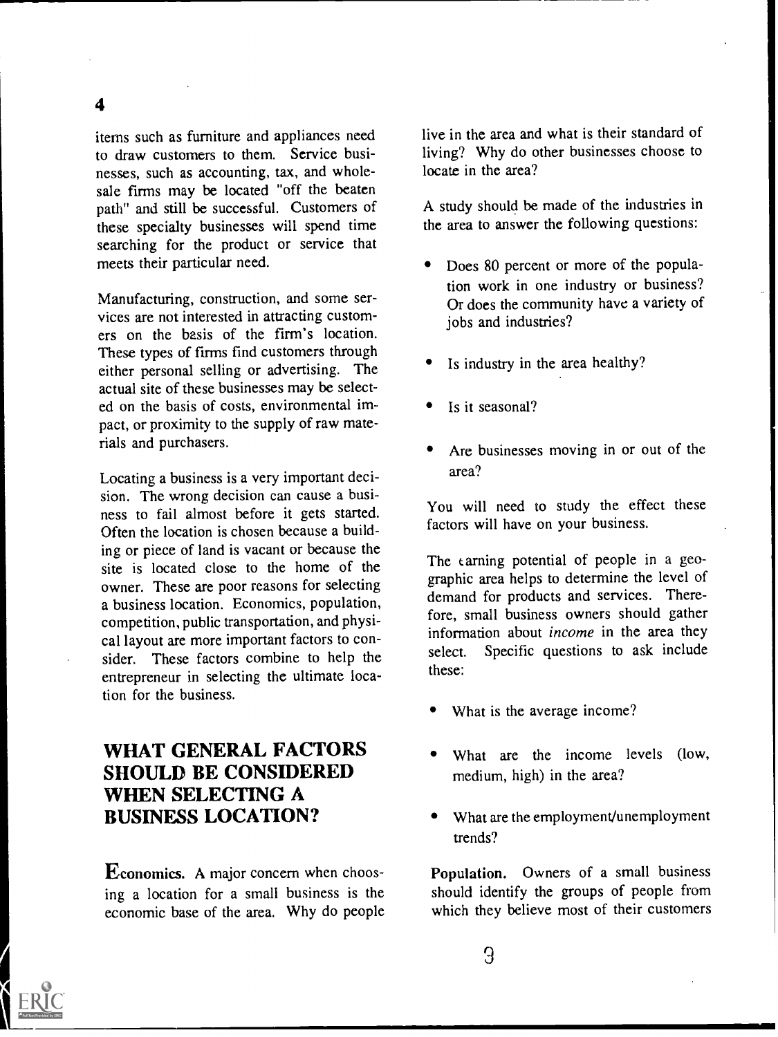items such as furniture and appliances need to draw customers to them. Service businesses, such as accounting, tax, and wholesale firms may be located "off the beaten path" and still be successful. Customers of these specialty businesses will spend time searching for the product or service that meets their particular need.

Manufacturing, construction, and some services are not interested in attracting customers on the basis of the firm's location. These types of firms find customers through either personal selling or advertising. The actual site of these businesses may be selected on the basis of costs, environmental impact, or proximity to the supply of raw materials and purchasers.

Locating a business is a very important decision. The wrong decision can cause a business to fail almost before it gets started. Often the location is chosen because a building or piece of land is vacant or because the site is located close to the home of the owner. These are poor reasons for selecting a business location. Economics, population, competition, public transportation, and physical layout are more important factors to consider. These factors combine to help the entrepreneur in selecting the ultimate location for the business.

## WHAT GENERAL FACTORS SHOULD BE CONSIDERED WHEN SELECTING A BUSINESS LOCATION?

**Economics.** A major concern when choosing a location for a small business is the economic base of the area. Why do people live in the area and what is their standard of living? Why do other businesses choose to locate in the area?

A study should be made of the industries in the area to answer the following questions:

- Does 80 percent or more of the population work in one industry or business? Or does the community have a variety of jobs and industries?
- Is industry in the area healthy?
- Is it seasonal?
- Are businesses moving in or out of the area?

You will need to study the effect these factors will have on your business.

The earning potential of people in a geographic area helps to determine the level of demand for products and services. Therefore, small business owners should gather information about *income* in the area they select. Specific questions to ask include these:

- What is the average income?
- What are the income levels (low, medium, high) in the area?
- What are the employment/unemployment trends?

**Population.** Owners of a small business should identify the groups of people from which they believe most of their customers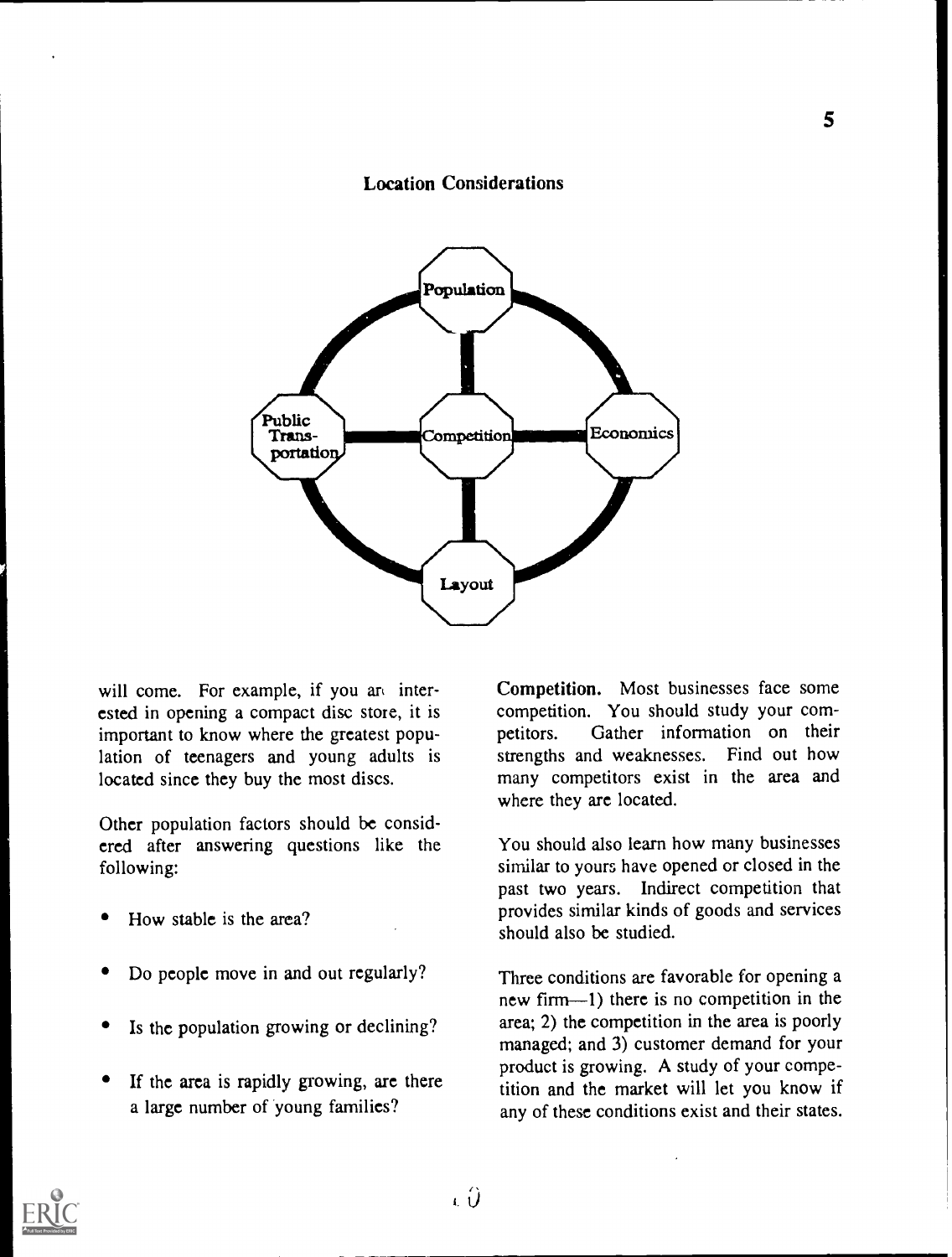## Location Considerations

Population

Public Transportation

Competition

Economics

Layout

will come. For example, if you are interested in opening a compact disc store, it is important to know where the greatest population of teenagers and young adults is located since they buy the most discs.

Other population factors should be considered after answering questions like the following:

- How stable is the area?
- Do people move in and out regularly?
- Is the population growing or declining?
- If the area is rapidly growing, are there a large number of young families?

**Competition.** Most businesses face some competition. You should study your competitors. Gather information on their strengths and weaknesses. Find out how many competitors exist in the area and where they are located.

You should also learn how many businesses similar to yours have opened or closed in the past two years. Indirect competition that provides similar kinds of goods and services should also be studied.

Three conditions are favorable for opening a new firm—1) there is no competition in the area; 2) the competition in the area is poorly managed; and 3) customer demand for your product is growing. A study of your competition and the market will let you know if any of these conditions exist and their states.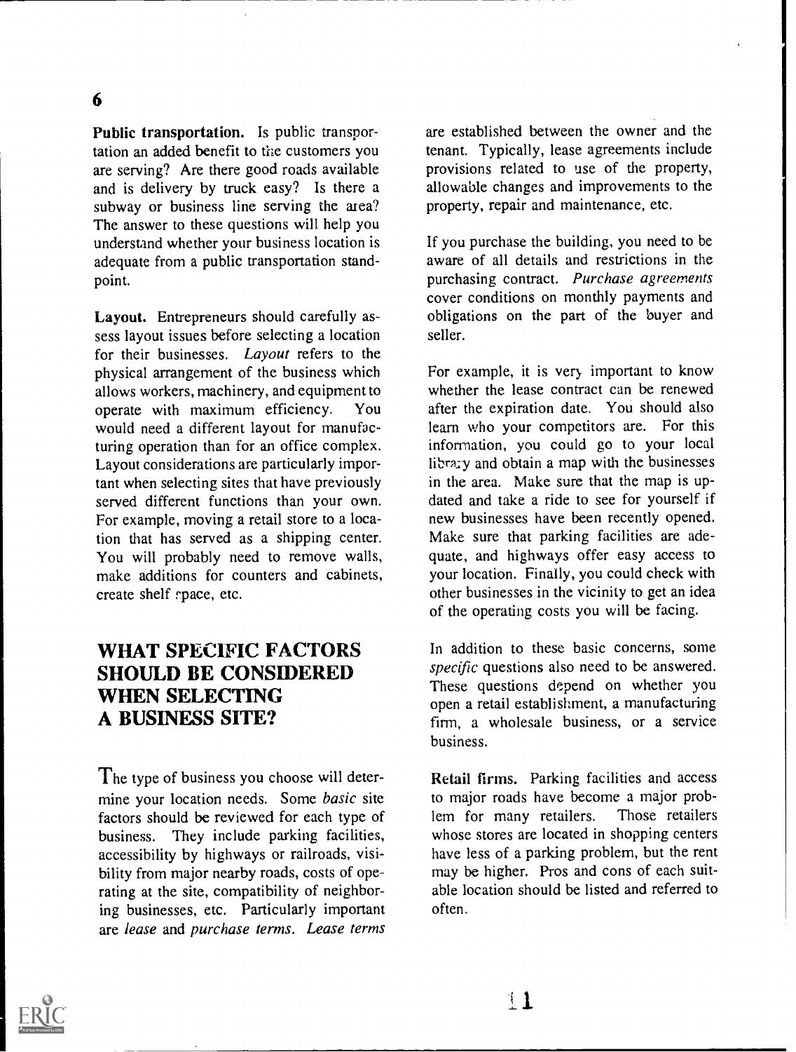**Public transportation.** Is public transportation an added benefit to the customers you are serving? Are there good roads available and is delivery by truck easy? Is there a subway or business line serving the area? The answer to these questions will help you understand whether your business location is adequate from a public transportation standpoint.

**Layout.** Entrepreneurs should carefully assess layout issues before selecting a location for their businesses. *Layout* refers to the physical arrangement of the business which allows workers, machinery, and equipment to operate with maximum efficiency. You would need a different layout for manufacturing operation than for an office complex. Layout considerations are particularly important when selecting sites that have previously served different functions than your own. For example, moving a retail store to a location that has served as a shipping center. You will probably need to remove walls, make additions for counters and cabinets, create shelf space, etc.

## WHAT SPECIFIC FACTORS SHOULD BE CONSIDERED WHEN SELECTING A BUSINESS SITE?

The type of business you choose will determine your location needs. Some *basic* site factors should be reviewed for each type of business. They include parking facilities, accessibility by highways or railroads, visibility from major nearby roads, costs of operating at the site, compatibility of neighboring businesses, etc. Particularly important are *lease* and *purchase terms*. *Lease terms* are established between the owner and the tenant. Typically, lease agreements include provisions related to use of the property, allowable changes and improvements to the property, repair and maintenance, etc.

If you purchase the building, you need to be aware of all details and restrictions in the purchasing contract. *Purchase agreements* cover conditions on monthly payments and obligations on the part of the buyer and seller.

For example, it is very important to know whether the lease contract can be renewed after the expiration date. You should also learn who your competitors are. For this information, you could go to your local library and obtain a map with the businesses in the area. Make sure that the map is updated and take a ride to see for yourself if new businesses have been recently opened. Make sure that parking facilities are adequate, and highways offer easy access to your location. Finally, you could check with other businesses in the vicinity to get an idea of the operating costs you will be facing.

In addition to these basic concerns, some *specific* questions also need to be answered. These questions depend on whether you open a retail establishment, a manufacturing firm, a wholesale business, or a service business.

**Retail firms.** Parking facilities and access to major roads have become a major problem for many retailers. Those retailers whose stores are located in shopping centers have less of a parking problem, but the rent may be higher. Pros and cons of each suitable location should be listed and referred to often.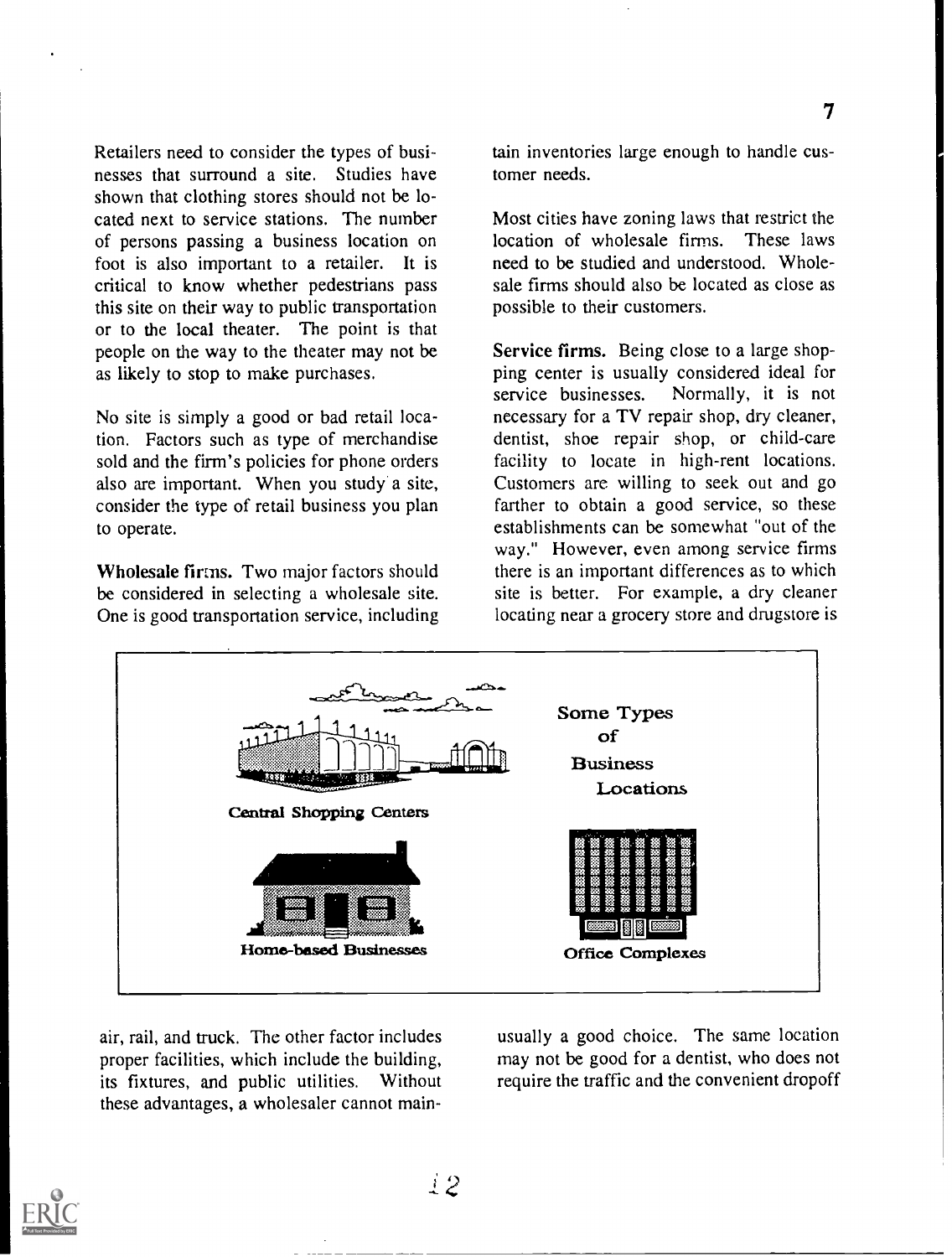Retailers need to consider the types of businesses that surround a site. Studies have shown that clothing stores should not be located next to service stations. The number of persons passing a business location on foot is also important to a retailer. It is critical to know whether pedestrians pass this site on their way to public transportation or to the local theater. The point is that people on the way to the theater may not be as likely to stop to make purchases.

No site is simply a good or bad retail location. Factors such as type of merchandise sold and the firm's policies for phone orders also are important. When you study a site, consider the type of retail business you plan to operate.

**Wholesale firms.** Two major factors should be considered in selecting a wholesale site. One is good transportation service, including air, rail, and truck. The other factor includes proper facilities, which include the building, its fixtures, and public utilities. Without these advantages, a wholesaler cannot maintain inventories large enough to handle customer needs.

Most cities have zoning laws that restrict the location of wholesale firms. These laws need to be studied and understood. Wholesale firms should also be located as close as possible to their customers.

**Service firms.** Being close to a large shopping center is usually considered ideal for service businesses. Normally, it is not necessary for a TV repair shop, dry cleaner, dentist, shoe repair shop, or child-care facility to locate in high-rent locations. Customers are willing to seek out and go farther to obtain a good service, so these establishments can be somewhat "out of the way." However, even among service firms there is an important differences as to which site is better. For example, a dry cleaner locating near a grocery store and drugstore is usually a good choice. The same location may not be good for a dentist, who does not require the traffic and the convenient dropoff

Some Types of Business Locations

Central Shopping Centers

Home-based Businesses

Office Complexes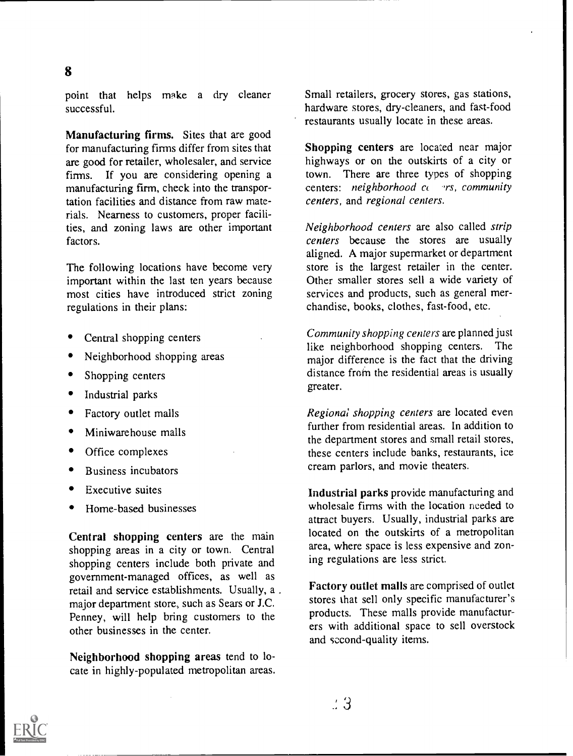point that helps make a dry cleaner successful.

**Manufacturing firms.** Sites that are good for manufacturing firms differ from sites that are good for retailer, wholesaler, and service firms. If you are considering opening a manufacturing firm, check into the transportation facilities and distance from raw materials. Nearness to customers, proper facilities, and zoning laws are other important factors.

The following locations have become very important within the last ten years because most cities have introduced strict zoning regulations in their plans:

- Central shopping centers
- Neighborhood shopping areas
- Shopping centers
- Industrial parks
- Factory outlet malls
- Miniwarehouse malls
- Office complexes
- Business incubators
- Executive suites
- Home-based businesses

**Central shopping centers** are the main shopping areas in a city or town. Central shopping centers include both private and government-managed offices, as well as retail and service establishments. Usually, a major department store, such as Sears or J.C. Penney, will help bring customers to the other businesses in the center.

**Neighborhood shopping areas** tend to locate in highly-populated metropolitan areas. Small retailers, grocery stores, gas stations, hardware stores, dry-cleaners, and fast-food restaurants usually locate in these areas.

**Shopping centers** are located near major highways or on the outskirts of a city or town. There are three types of shopping centers: *neighborhood centers, community centers*, and *regional centers.*

*Neighborhood centers* are also called *strip centers* because the stores are usually aligned. A major supermarket or department store is the largest retailer in the center. Other smaller stores sell a wide variety of services and products, such as general merchandise, books, clothes, fast-food, etc.

*Community shopping centers* are planned just like neighborhood shopping centers. The major difference is the fact that the driving distance from the residential areas is usually greater.

*Regional shopping centers* are located even further from residential areas. In addition to the department stores and small retail stores, these centers include banks, restaurants, ice cream parlors, and movie theaters.

**Industrial parks** provide manufacturing and wholesale firms with the location needed to attract buyers. Usually, industrial parks are located on the outskirts of a metropolitan area, where space is less expensive and zoning regulations are less strict.

**Factory outlet malls** are comprised of outlet stores that sell only specific manufacturer's products. These malls provide manufacturers with additional space to sell overstock and second-quality items.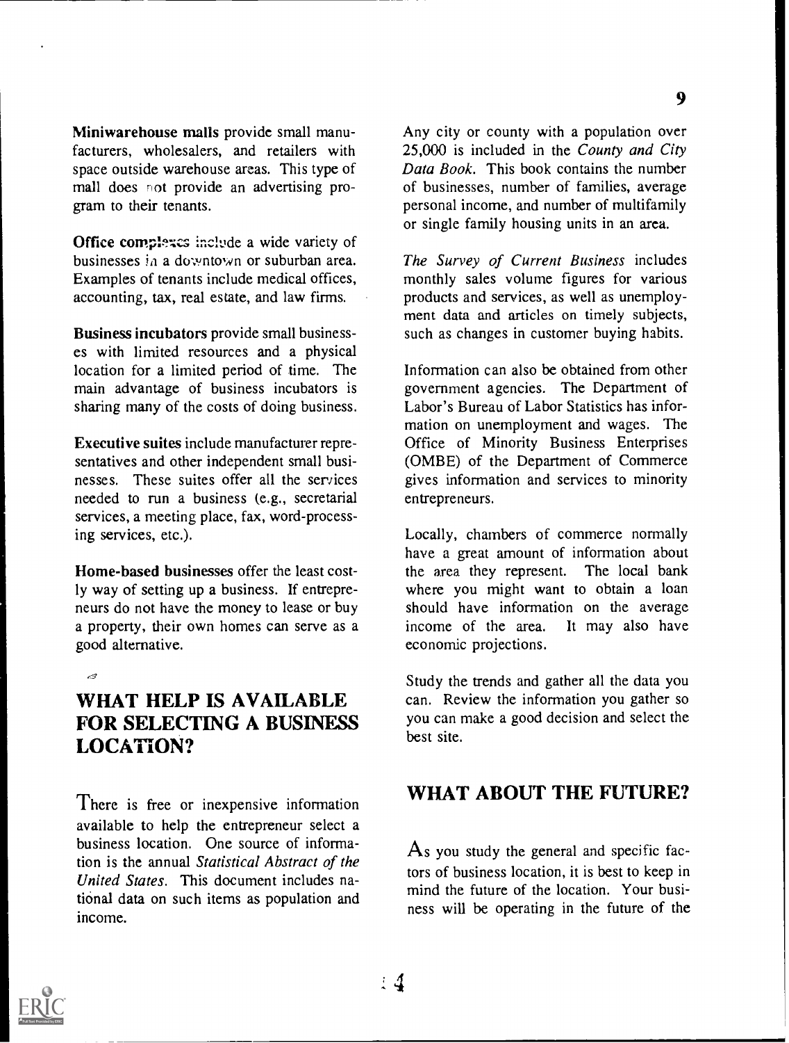**Miniwarehouse malls** provide small manufacturers, wholesalers, and retailers with space outside warehouse areas. This type of mall does not provide an advertising program to their tenants.

**Office complexes** include a wide variety of businesses in a downtown or suburban area. Examples of tenants include medical offices, accounting, tax, real estate, and law firms.

**Business incubators** provide small businesses with limited resources and a physical location for a limited period of time. The main advantage of business incubators is sharing many of the costs of doing business.

**Executive suites** include manufacturer representatives and other independent small businesses. These suites offer all the services needed to run a business (e.g., secretarial services, a meeting place, fax, word-processing services, etc.).

**Home-based businesses** offer the least costly way of setting up a business. If entrepreneurs do not have the money to lease or buy a property, their own homes can serve as a good alternative.

## WHAT HELP IS AVAILABLE FOR SELECTING A BUSINESS LOCATION?

There is free or inexpensive information available to help the entrepreneur select a business location. One source of information is the annual *Statistical Abstract of the United States*. This document includes national data on such items as population and income.

Any city or county with a population over 25,000 is included in the *County and City Data Book*. This book contains the number of businesses, number of families, average personal income, and number of multifamily or single family housing units in an area.

*The Survey of Current Business* includes monthly sales volume figures for various products and services, as well as unemployment data and articles on timely subjects, such as changes in customer buying habits.

Information can also be obtained from other government agencies. The Department of Labor's Bureau of Labor Statistics has information on unemployment and wages. The Office of Minority Business Enterprises (OMBE) of the Department of Commerce gives information and services to minority entrepreneurs.

Locally, chambers of commerce normally have a great amount of information about the area they represent. The local bank where you might want to obtain a loan should have information on the average income of the area. It may also have economic projections.

Study the trends and gather all the data you can. Review the information you gather so you can make a good decision and select the best site.

## WHAT ABOUT THE FUTURE?

As you study the general and specific factors of business location, it is best to keep in mind the future of the location. Your business will be operating in the future of the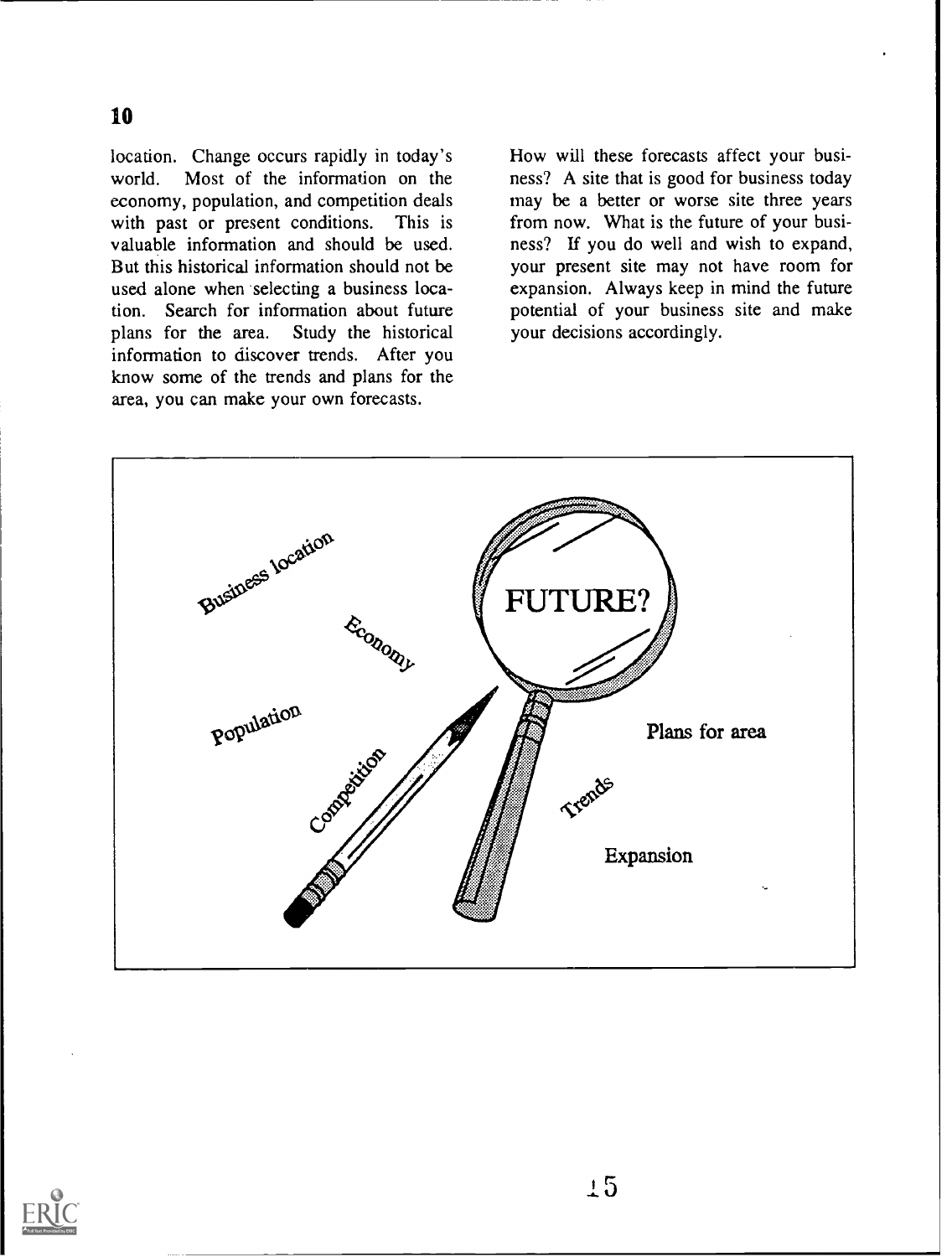location. Change occurs rapidly in today's world. Most of the information on the economy, population, and competition deals with past or present conditions. This is valuable information and should be used. But this historical information should not be used alone when selecting a business location. Search for information about future plans for the area. Study the historical information to discover trends. After you know some of the trends and plans for the area, you can make your own forecasts.

How will these forecasts affect your business? A site that is good for business today may be a better or worse site three years from now. What is the future of your business? If you do well and wish to expand, your present site may not have room for expansion. Always keep in mind the future potential of your business site and make your decisions accordingly.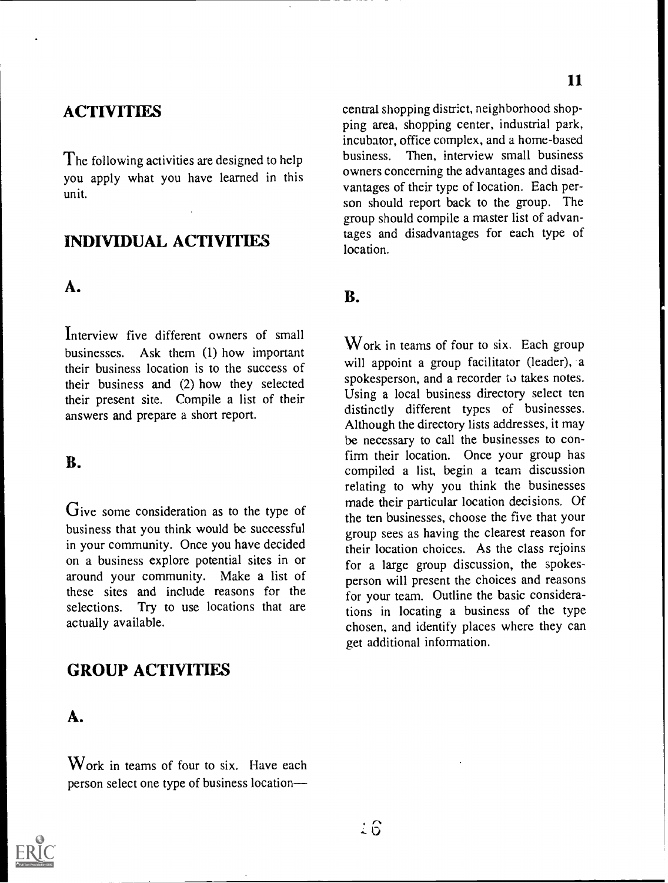## ACTIVITIES

The following activities are designed to help you apply what you have learned in this unit.

## INDIVIDUAL ACTIVITIES

### A.

Interview five different owners of small businesses. Ask them (1) how important their business location is to the success of their business and (2) how they selected their present site. Compile a list of their answers and prepare a short report.

### B.

Give some consideration as to the type of business that you think would be successful in your community. Once you have decided on a business explore potential sites in or around your community. Make a list of these sites and include reasons for the selections. Try to use locations that are actually available.

## GROUP ACTIVITIES

### A.

Work in teams of four to six. Have each person select one type of business location—central shopping district, neighborhood shopping area, shopping center, industrial park, incubator, office complex, and a home-based business. Then, interview small business owners concerning the advantages and disadvantages of their type of location. Each person should report back to the group. The group should compile a master list of advantages and disadvantages for each type of location.

### B.

Work in teams of four to six. Each group will appoint a group facilitator (leader), a spokesperson, and a recorder to takes notes. Using a local business directory select ten distinctly different types of businesses. Although the directory lists addresses, it may be necessary to call the businesses to confirm their location. Once your group has compiled a list, begin a team discussion relating to why you think the businesses made their particular location decisions. Of the ten businesses, choose the five that your group sees as having the clearest reason for their location choices. As the class rejoins for a large group discussion, the spokesperson will present the choices and reasons for your team. Outline the basic considerations in locating a business of the type chosen, and identify places where they can get additional information.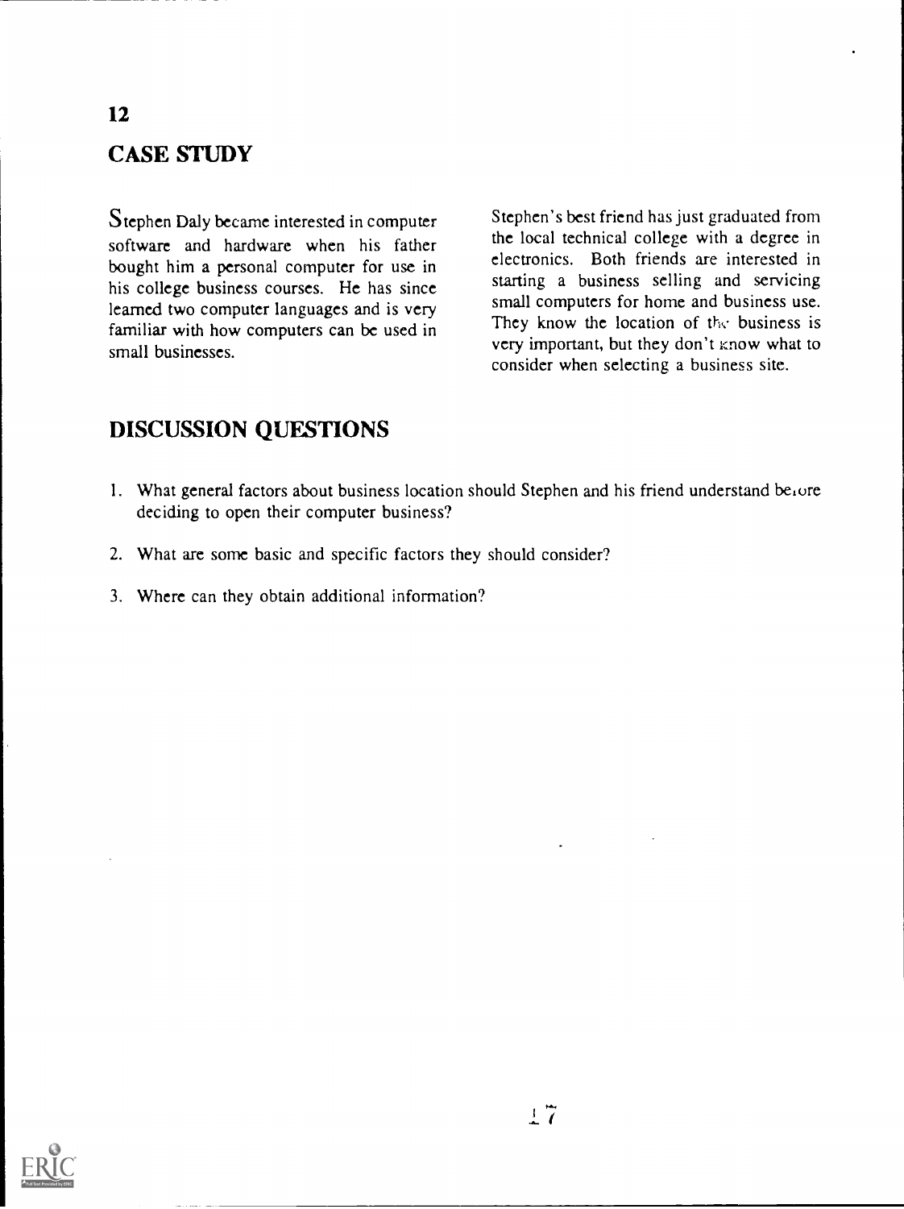## CASE STUDY

Stephen Daly became interested in computer software and hardware when his father bought him a personal computer for use in his college business courses. He has since learned two computer languages and is very familiar with how computers can be used in small businesses.

Stephen's best friend has just graduated from the local technical college with a degree in electronics. Both friends are interested in starting a business selling and servicing small computers for home and business use. They know the location of the business is very important, but they don't know what to consider when selecting a business site.

## DISCUSSION QUESTIONS

1. What general factors about business location should Stephen and his friend understand before deciding to open their computer business?
2. What are some basic and specific factors they should consider?
3. Where can they obtain additional information?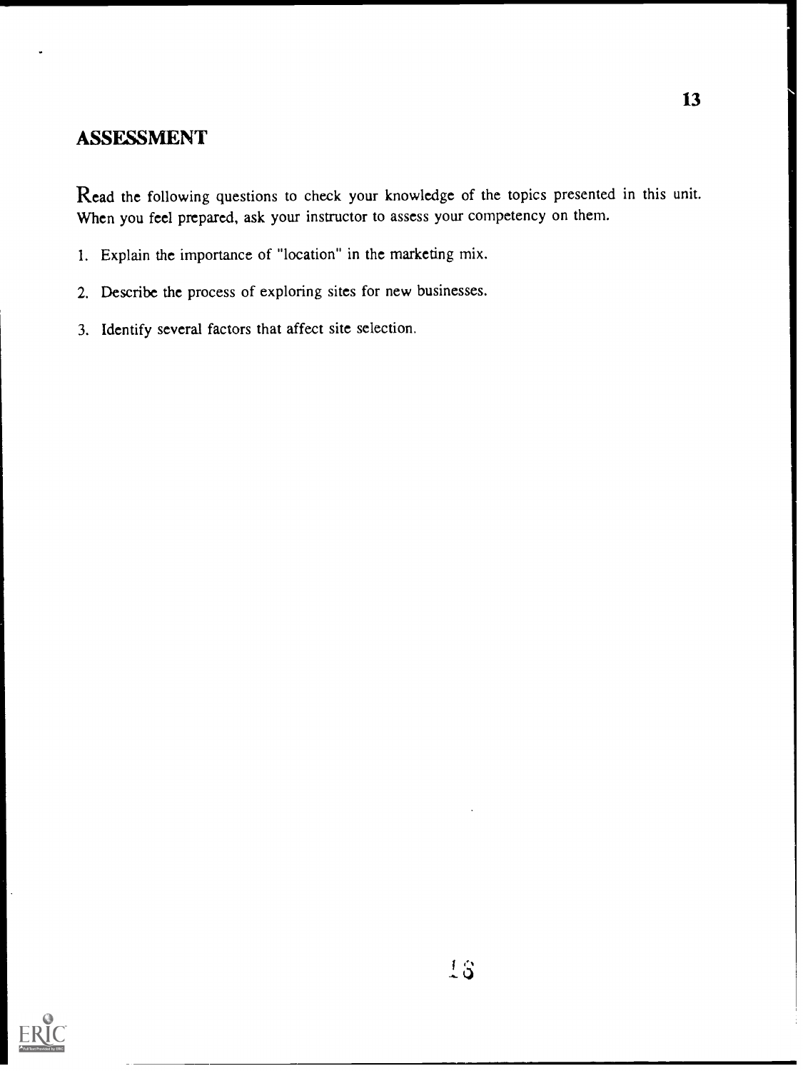## ASSESSMENT

Read the following questions to check your knowledge of the topics presented in this unit. When you feel prepared, ask your instructor to assess your competency on them.

1. Explain the importance of "location" in the marketing mix.
2. Describe the process of exploring sites for new businesses.
3. Identify several factors that affect site selection.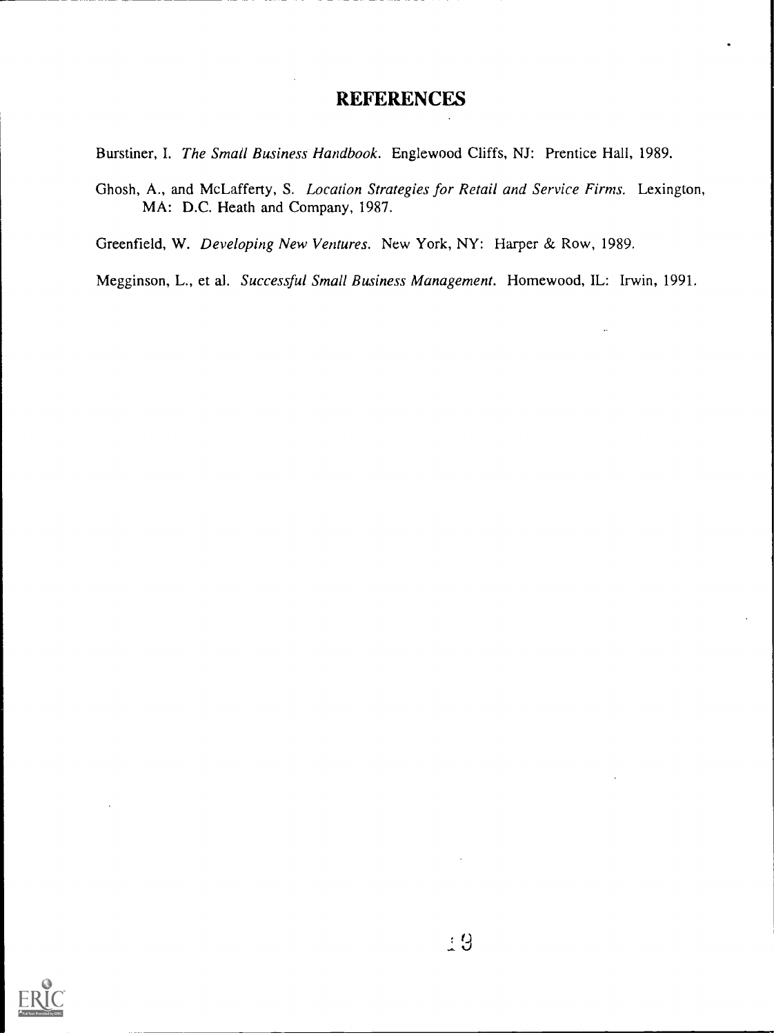# REFERENCES

Burstiner, I. *The Small Business Handbook*. Englewood Cliffs, NJ: Prentice Hall, 1989.

Ghosh, A., and McLafferty, S. *Location Strategies for Retail and Service Firms*. Lexington, MA: D.C. Heath and Company, 1987.

Greenfield, W. *Developing New Ventures*. New York, NY: Harper & Row, 1989.

Megginson, L., et al. *Successful Small Business Management*. Homewood, IL: Irwin, 1991.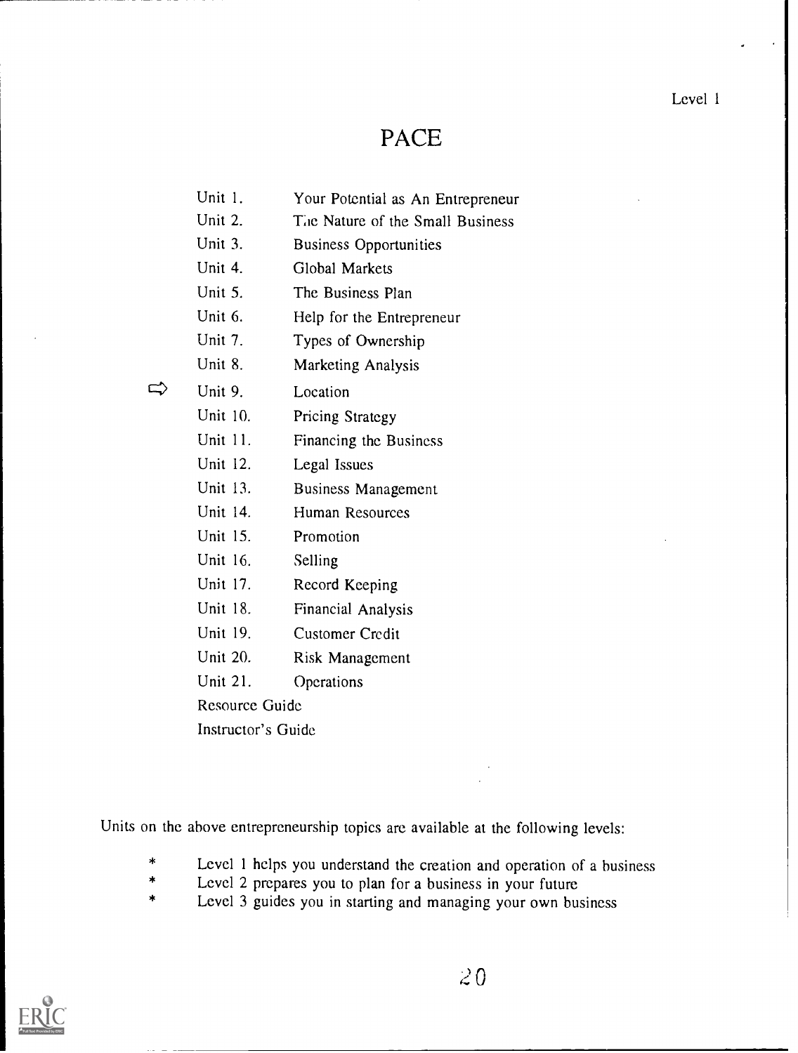Level 1

# PACE

| | |
|---|---|
| Unit 1. | Your Potential as An Entrepreneur |
| Unit 2. | The Nature of the Small Business |
| Unit 3. | Business Opportunities |
| Unit 4. | Global Markets |
| Unit 5. | The Business Plan |
| Unit 6. | Help for the Entrepreneur |
| Unit 7. | Types of Ownership |
| Unit 8. | Marketing Analysis |
| ⇨ Unit 9. | Location |
| Unit 10. | Pricing Strategy |
| Unit 11. | Financing the Business |
| Unit 12. | Legal Issues |
| Unit 13. | Business Management |
| Unit 14. | Human Resources |
| Unit 15. | Promotion |
| Unit 16. | Selling |
| Unit 17. | Record Keeping |
| Unit 18. | Financial Analysis |
| Unit 19. | Customer Credit |
| Unit 20. | Risk Management |
| Unit 21. | Operations |
| Resource Guide | |
| Instructor's Guide | |

Units on the above entrepreneurship topics are available at the following levels:

* Level 1 helps you understand the creation and operation of a business
* Level 2 prepares you to plan for a business in your future
* Level 3 guides you in starting and managing your own business